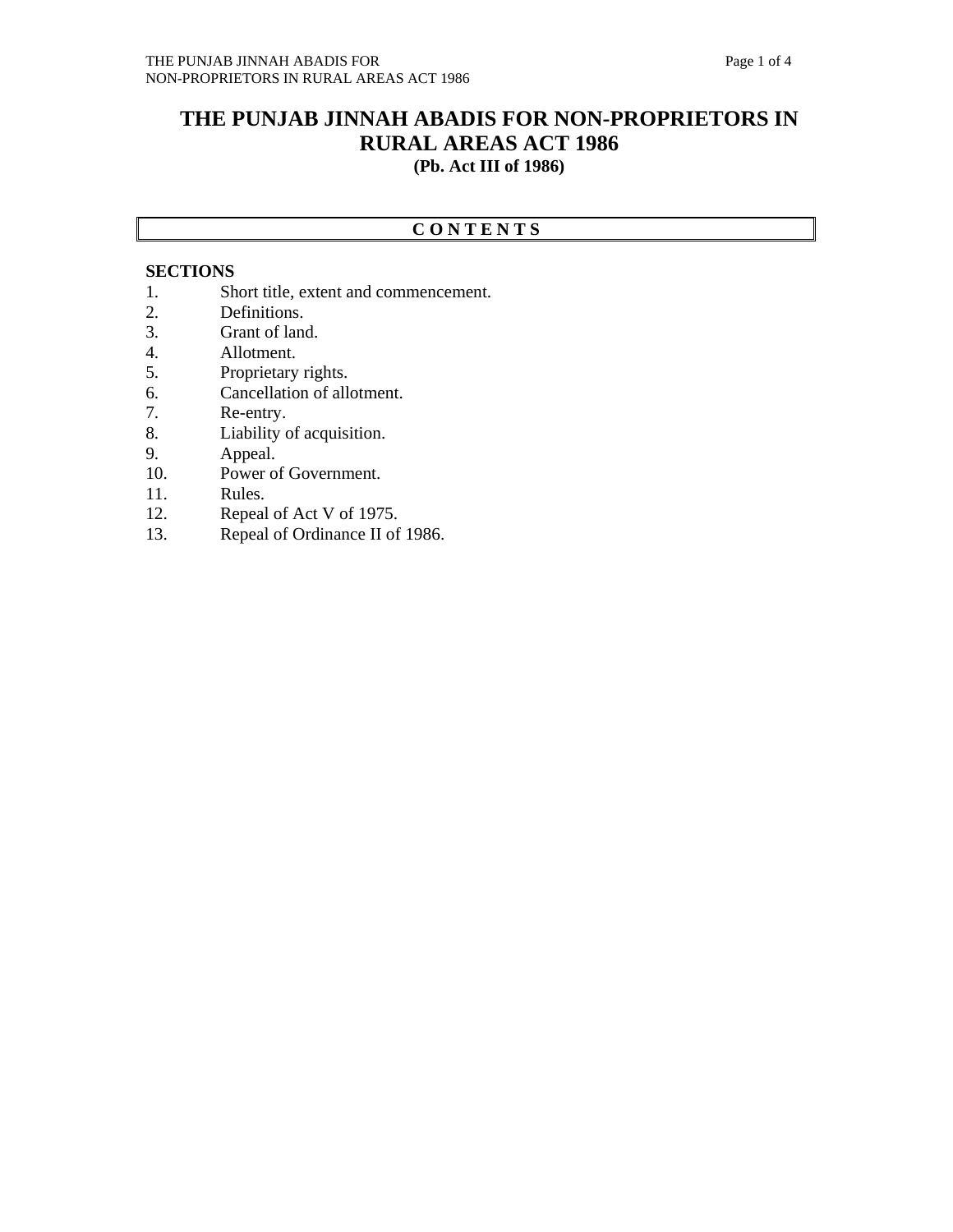# THE PUNJAB JINNAH ABADIS FOR NON-PROPRIETORS IN RURAL AREAS ACT 1986

**(Pb. Act III of 1986)**

## C O N T E N T S

**SECTIONS**

1. Short title, extent and commencement.
2. Definitions.
3. Grant of land.
4. Allotment.
5. Proprietary rights.
6. Cancellation of allotment.
7. Re-entry.
8. Liability of acquisition.
9. Appeal.
10. Power of Government.
11. Rules.
12. Repeal of Act V of 1975.
13. Repeal of Ordinance II of 1986.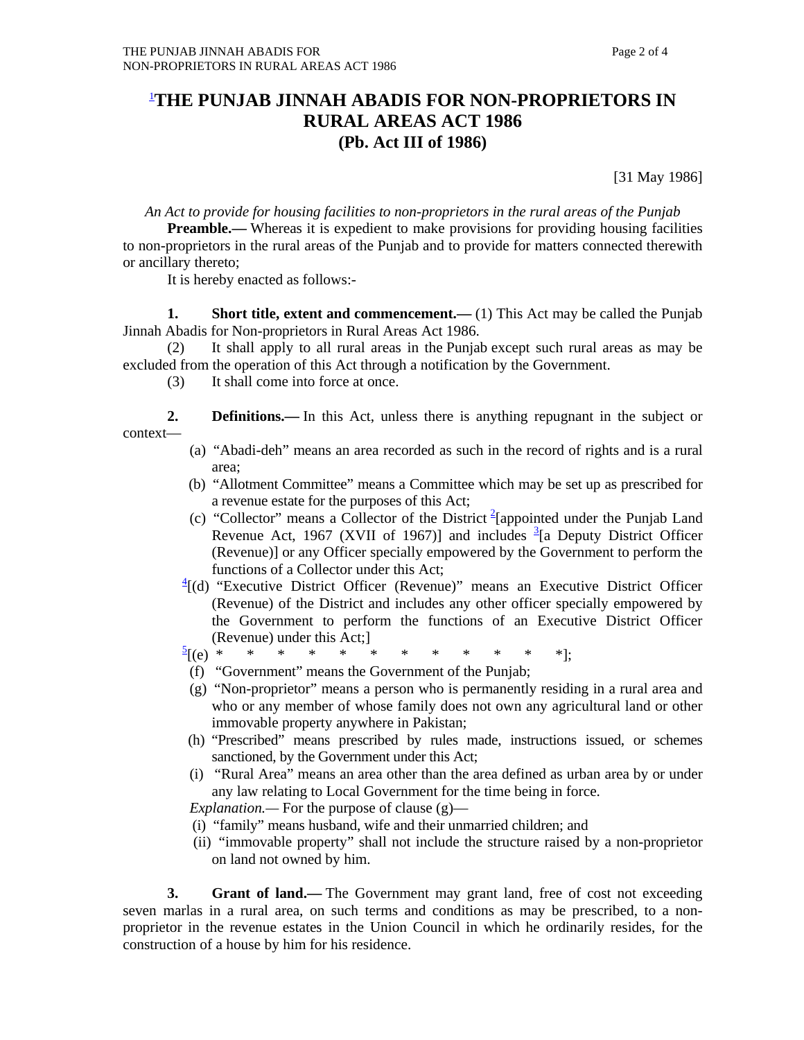# [1]THE PUNJAB JINNAH ABADIS FOR NON-PROPRIETORS IN RURAL AREAS ACT 1986

## (Pb. Act III of 1986)

[31 May 1986]

*An Act to provide for housing facilities to non-proprietors in the rural areas of the Punjab*

**Preamble.—** Whereas it is expedient to make provisions for providing housing facilities to non-proprietors in the rural areas of the Punjab and to provide for matters connected therewith or ancillary thereto;

It is hereby enacted as follows:-

**1. Short title, extent and commencement.—** (1) This Act may be called the Punjab Jinnah Abadis for Non-proprietors in Rural Areas Act 1986.

(2) It shall apply to all rural areas in the Punjab except such rural areas as may be excluded from the operation of this Act through a notification by the Government.

(3) It shall come into force at once.

**2. Definitions.—** In this Act, unless there is anything repugnant in the subject or context—

(a) "Abadi-deh" means an area recorded as such in the record of rights and is a rural area;

(b) "Allotment Committee" means a Committee which may be set up as prescribed for a revenue estate for the purposes of this Act;

(c) "Collector" means a Collector of the District [2][appointed under the Punjab Land Revenue Act, 1967 (XVII of 1967)] and includes [3][a Deputy District Officer (Revenue)] or any Officer specially empowered by the Government to perform the functions of a Collector under this Act;

[4][(d) "Executive District Officer (Revenue)" means an Executive District Officer (Revenue) of the District and includes any other officer specially empowered by the Government to perform the functions of an Executive District Officer (Revenue) under this Act;]

[5][(e) * * * * * * * * * * * *];

(f) "Government" means the Government of the Punjab;

(g) "Non-proprietor" means a person who is permanently residing in a rural area and who or any member of whose family does not own any agricultural land or other immovable property anywhere in Pakistan;

(h) "Prescribed" means prescribed by rules made, instructions issued, or schemes sanctioned, by the Government under this Act;

(i) "Rural Area" means an area other than the area defined as urban area by or under any law relating to Local Government for the time being in force.

*Explanation.*— For the purpose of clause (g)—

(i) "family" means husband, wife and their unmarried children; and

(ii) "immovable property" shall not include the structure raised by a non-proprietor on land not owned by him.

**3. Grant of land.—** The Government may grant land, free of cost not exceeding seven marlas in a rural area, on such terms and conditions as may be prescribed, to a non-proprietor in the revenue estates in the Union Council in which he ordinarily resides, for the construction of a house by him for his residence.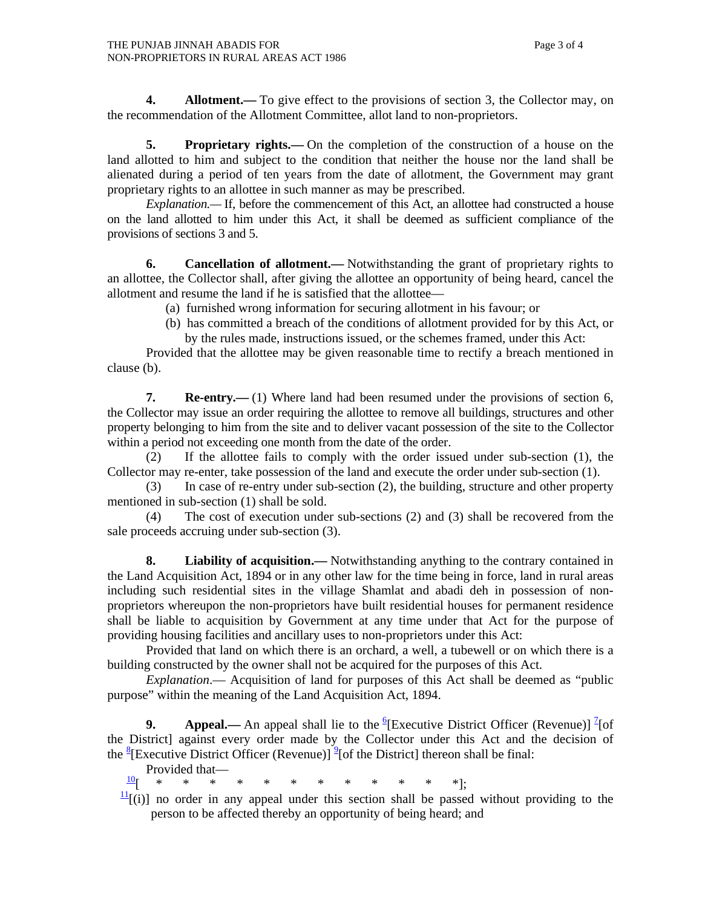**4. Allotment.—** To give effect to the provisions of section 3, the Collector may, on the recommendation of the Allotment Committee, allot land to non-proprietors.

**5. Proprietary rights.—** On the completion of the construction of a house on the land allotted to him and subject to the condition that neither the house nor the land shall be alienated during a period of ten years from the date of allotment, the Government may grant proprietary rights to an allottee in such manner as may be prescribed.

*Explanation.—* If, before the commencement of this Act, an allottee had constructed a house on the land allotted to him under this Act, it shall be deemed as sufficient compliance of the provisions of sections 3 and 5.

**6. Cancellation of allotment.—** Notwithstanding the grant of proprietary rights to an allottee, the Collector shall, after giving the allottee an opportunity of being heard, cancel the allotment and resume the land if he is satisfied that the allottee—

(a) furnished wrong information for securing allotment in his favour; or

(b) has committed a breach of the conditions of allotment provided for by this Act, or by the rules made, instructions issued, or the schemes framed, under this Act:

Provided that the allottee may be given reasonable time to rectify a breach mentioned in clause (b).

**7. Re-entry.—** (1) Where land had been resumed under the provisions of section 6, the Collector may issue an order requiring the allottee to remove all buildings, structures and other property belonging to him from the site and to deliver vacant possession of the site to the Collector within a period not exceeding one month from the date of the order.

(2) If the allottee fails to comply with the order issued under sub-section (1), the Collector may re-enter, take possession of the land and execute the order under sub-section (1).

(3) In case of re-entry under sub-section (2), the building, structure and other property mentioned in sub-section (1) shall be sold.

(4) The cost of execution under sub-sections (2) and (3) shall be recovered from the sale proceeds accruing under sub-section (3).

**8. Liability of acquisition.—** Notwithstanding anything to the contrary contained in the Land Acquisition Act, 1894 or in any other law for the time being in force, land in rural areas including such residential sites in the village Shamlat and abadi deh in possession of non-proprietors whereupon the non-proprietors have built residential houses for permanent residence shall be liable to acquisition by Government at any time under that Act for the purpose of providing housing facilities and ancillary uses to non-proprietors under this Act:

Provided that land on which there is an orchard, a well, a tubewell or on which there is a building constructed by the owner shall not be acquired for the purposes of this Act.

*Explanation*.— Acquisition of land for purposes of this Act shall be deemed as "public purpose" within the meaning of the Land Acquisition Act, 1894.

**9. Appeal.—** An appeal shall lie to the [6][Executive District Officer (Revenue)] [7][of the District] against every order made by the Collector under this Act and the decision of the [8][Executive District Officer (Revenue)] [9][of the District] thereon shall be final:

Provided that—

[10][ * * * * * * * * * * * *];

[11][(i)] no order in any appeal under this section shall be passed without providing to the person to be affected thereby an opportunity of being heard; and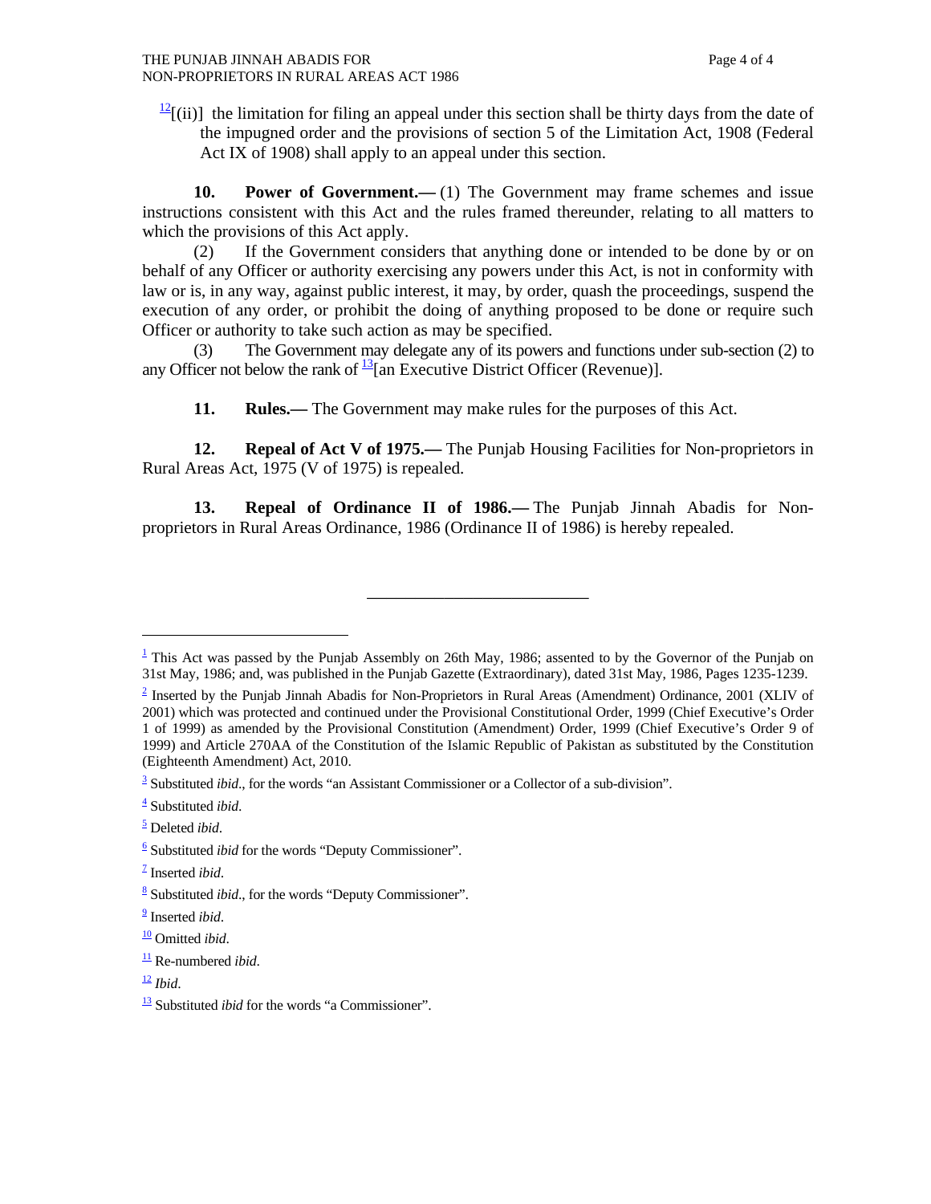[12][(ii)] the limitation for filing an appeal under this section shall be thirty days from the date of the impugned order and the provisions of section 5 of the Limitation Act, 1908 (Federal Act IX of 1908) shall apply to an appeal under this section.

**10. Power of Government.—** (1) The Government may frame schemes and issue instructions consistent with this Act and the rules framed thereunder, relating to all matters to which the provisions of this Act apply.

(2) If the Government considers that anything done or intended to be done by or on behalf of any Officer or authority exercising any powers under this Act, is not in conformity with law or is, in any way, against public interest, it may, by order, quash the proceedings, suspend the execution of any order, or prohibit the doing of anything proposed to be done or require such Officer or authority to take such action as may be specified.

(3) The Government may delegate any of its powers and functions under sub-section (2) to any Officer not below the rank of [13][an Executive District Officer (Revenue)].

**11. Rules.—** The Government may make rules for the purposes of this Act.

**12. Repeal of Act V of 1975.—** The Punjab Housing Facilities for Non-proprietors in Rural Areas Act, 1975 (V of 1975) is repealed.

**13. Repeal of Ordinance II of 1986.—** The Punjab Jinnah Abadis for Non-proprietors in Rural Areas Ordinance, 1986 (Ordinance II of 1986) is hereby repealed.

---

[1] This Act was passed by the Punjab Assembly on 26th May, 1986; assented to by the Governor of the Punjab on 31st May, 1986; and, was published in the Punjab Gazette (Extraordinary), dated 31st May, 1986, Pages 1235-1239.

[2] Inserted by the Punjab Jinnah Abadis for Non-Proprietors in Rural Areas (Amendment) Ordinance, 2001 (XLIV of 2001) which was protected and continued under the Provisional Constitutional Order, 1999 (Chief Executive's Order 1 of 1999) as amended by the Provisional Constitution (Amendment) Order, 1999 (Chief Executive's Order 9 of 1999) and Article 270AA of the Constitution of the Islamic Republic of Pakistan as substituted by the Constitution (Eighteenth Amendment) Act, 2010.

[3] Substituted *ibid*., for the words "an Assistant Commissioner or a Collector of a sub-division".

[4] Substituted *ibid*.

[5] Deleted *ibid*.

[6] Substituted *ibid* for the words "Deputy Commissioner".

[7] Inserted *ibid*.

[8] Substituted *ibid*., for the words "Deputy Commissioner".

[9] Inserted *ibid*.

[10] Omitted *ibid*.

[11] Re-numbered *ibid*.

[12] *Ibid*.

[13] Substituted *ibid* for the words "a Commissioner".